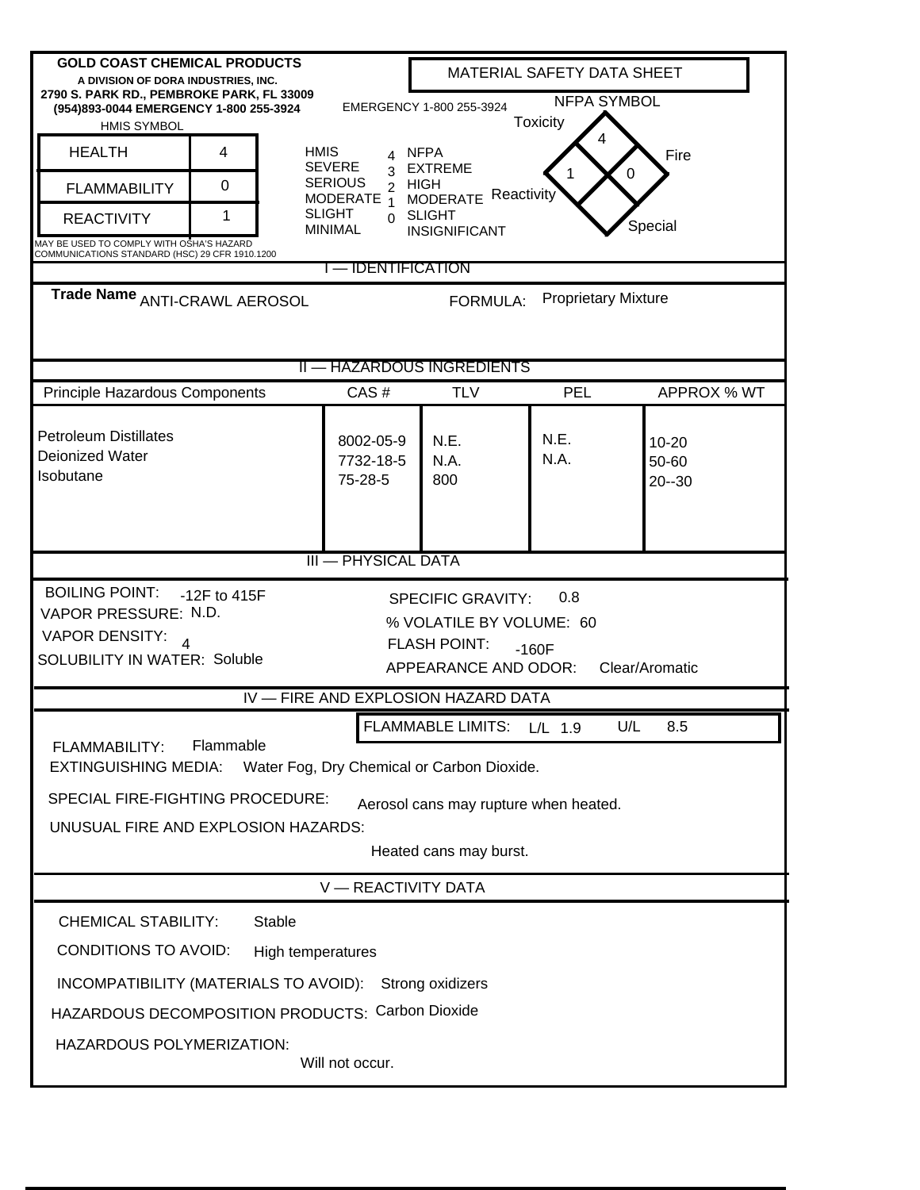**GOLD COAST CHEMICAL PRODUCTS**
**A DIVISION OF DORA INDUSTRIES, INC.**
**2790 S. PARK RD., PEMBROKE PARK, FL 33009**
**(954)893-0044 EMERGENCY 1-800 255-3924**

# MATERIAL SAFETY DATA SHEET

EMERGENCY 1-800 255-3924

HMIS SYMBOL

| | |
|---|---|
| HEALTH | 4 |
| FLAMMABILITY | 0 |
| REACTIVITY | 1 |

| HMIS | | NFPA |
|---|---|---|
| SEVERE | 4 | EXTREME |
| SERIOUS | 3 | HIGH |
| MODERATE | 2 | MODERATE |
| SLIGHT | 1 | SLIGHT |
| MINIMAL | 0 | INSIGNIFICANT |

NFPA SYMBOL

Toxicity: 4
Fire: 0
Reactivity: 1
Special

MAY BE USED TO COMPLY WITH OSHA'S HAZARD COMMUNICATIONS STANDARD (HSC) 29 CFR 1910.1200

## I — IDENTIFICATION

**Trade Name** ANTI-CRAWL AEROSOL

FORMULA: Proprietary Mixture

## II — HAZARDOUS INGREDIENTS

| Principle Hazardous Components | CAS # | TLV | PEL | APPROX % WT |
|---|---|---|---|---|
| Petroleum Distillates | 8002-05-9 | N.E. | N.E. | 10-20 |
| Deionized Water | 7732-18-5 | N.A. | N.A. | 50-60 |
| Isobutane | 75-28-5 | 800 | | 20--30 |

## III — PHYSICAL DATA

BOILING POINT: -12F to 415F

VAPOR PRESSURE: N.D.

VAPOR DENSITY: 4

SOLUBILITY IN WATER: Soluble

SPECIFIC GRAVITY: 0.8

% VOLATILE BY VOLUME: 60

FLASH POINT: -160F

APPEARANCE AND ODOR: Clear/Aromatic

## IV — FIRE AND EXPLOSION HAZARD DATA

FLAMMABLE LIMITS: L/L 1.9 U/L 8.5

FLAMMABILITY: Flammable

EXTINGUISHING MEDIA: Water Fog, Dry Chemical or Carbon Dioxide.

SPECIAL FIRE-FIGHTING PROCEDURE: Aerosol cans may rupture when heated.

UNUSUAL FIRE AND EXPLOSION HAZARDS: Heated cans may burst.

## V — REACTIVITY DATA

CHEMICAL STABILITY: Stable

CONDITIONS TO AVOID: High temperatures

INCOMPATIBILITY (MATERIALS TO AVOID): Strong oxidizers

HAZARDOUS DECOMPOSITION PRODUCTS: Carbon Dioxide

HAZARDOUS POLYMERIZATION: Will not occur.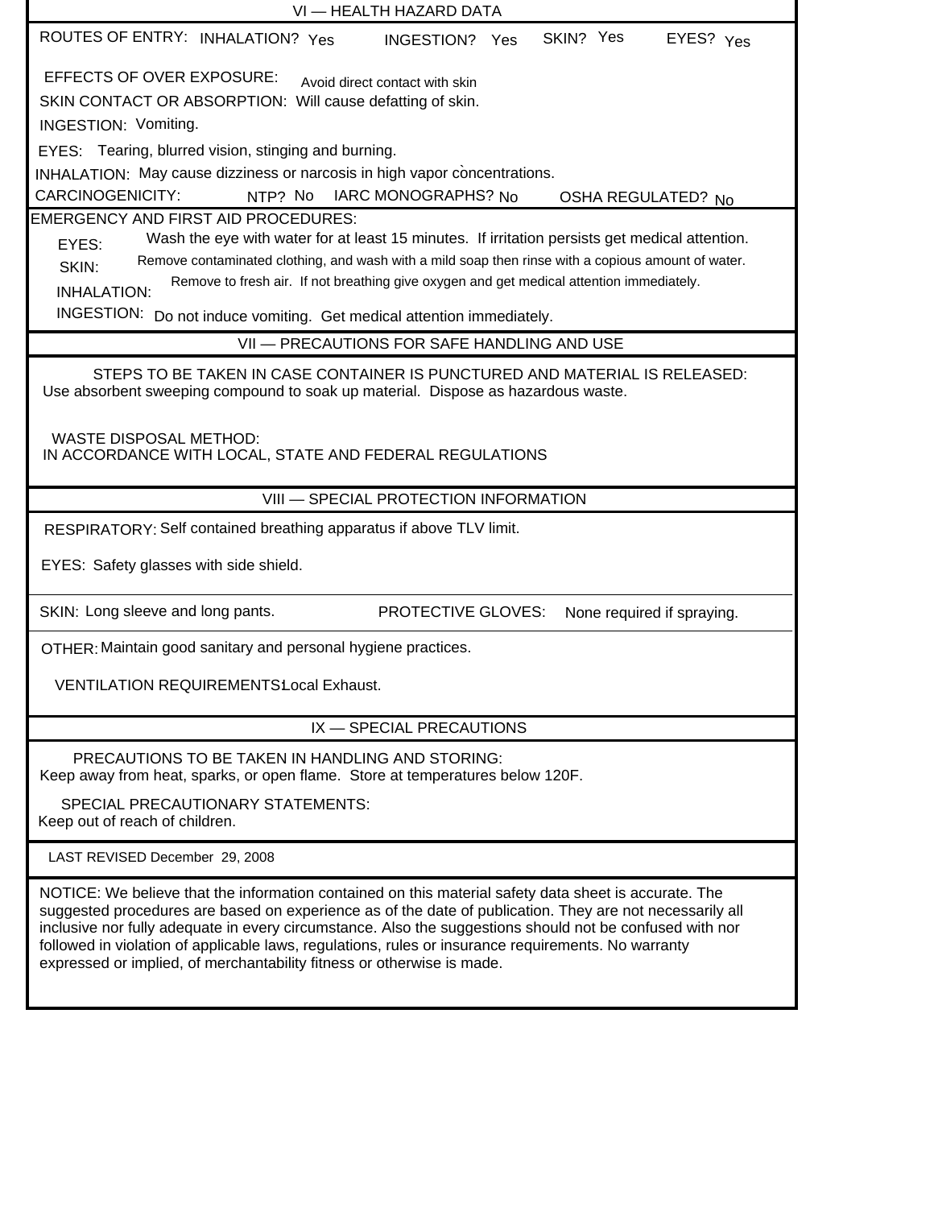## VI — HEALTH HAZARD DATA

ROUTES OF ENTRY: INHALATION? Yes INGESTION? Yes SKIN? Yes EYES? Yes

EFFECTS OF OVER EXPOSURE: Avoid direct contact with skin

SKIN CONTACT OR ABSORPTION: Will cause defatting of skin.

INGESTION: Vomiting.

EYES: Tearing, blurred vision, stinging and burning.

INHALATION: May cause dizziness or narcosis in high vapor concentrations.

CARCINOGENICITY: NTP? No IARC MONOGRAPHS? No OSHA REGULATED? No

EMERGENCY AND FIRST AID PROCEDURES:

EYES: Wash the eye with water for at least 15 minutes. If irritation persists get medical attention.

SKIN: Remove contaminated clothing, and wash with a mild soap then rinse with a copious amount of water.

INHALATION: Remove to fresh air. If not breathing give oxygen and get medical attention immediately.

INGESTION: Do not induce vomiting. Get medical attention immediately.

## VII — PRECAUTIONS FOR SAFE HANDLING AND USE

STEPS TO BE TAKEN IN CASE CONTAINER IS PUNCTURED AND MATERIAL IS RELEASED:
Use absorbent sweeping compound to soak up material. Dispose as hazardous waste.

WASTE DISPOSAL METHOD:
IN ACCORDANCE WITH LOCAL, STATE AND FEDERAL REGULATIONS

## VIII — SPECIAL PROTECTION INFORMATION

RESPIRATORY: Self contained breathing apparatus if above TLV limit.

EYES: Safety glasses with side shield.

SKIN: Long sleeve and long pants. PROTECTIVE GLOVES: None required if spraying.

OTHER: Maintain good sanitary and personal hygiene practices.

VENTILATION REQUIREMENTS: Local Exhaust.

## IX — SPECIAL PRECAUTIONS

PRECAUTIONS TO BE TAKEN IN HANDLING AND STORING:
Keep away from heat, sparks, or open flame. Store at temperatures below 120F.

SPECIAL PRECAUTIONARY STATEMENTS:
Keep out of reach of children.

LAST REVISED December 29, 2008

NOTICE: We believe that the information contained on this material safety data sheet is accurate. The suggested procedures are based on experience as of the date of publication. They are not necessarily all inclusive nor fully adequate in every circumstance. Also the suggestions should not be confused with nor followed in violation of applicable laws, regulations, rules or insurance requirements. No warranty expressed or implied, of merchantability fitness or otherwise is made.